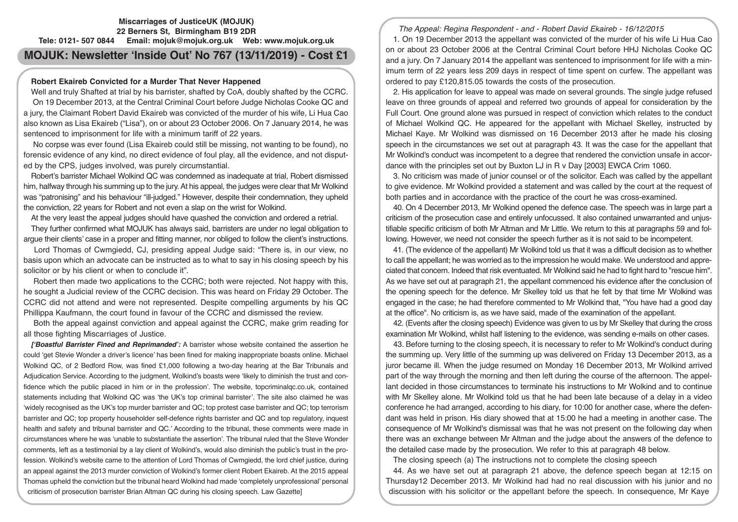**Miscarriages of JusticeUK (MOJUK)**
**22 Berners St, Birmingham B19 2DR**
**Tele: 0121- 507 0844 Email: mojuk@mojuk.org.uk Web: www.mojuk.org.uk**

# MOJUK: Newsletter 'Inside Out' No 767 (13/11/2019) - Cost £1

## Robert Ekaireb Convicted for a Murder That Never Happened

Well and truly Shafted at trial by his barrister, shafted by CoA, doubly shafted by the CCRC.

On 19 December 2013, at the Central Criminal Court before Judge Nicholas Cooke QC and a jury, the Claimant Robert David Ekaireb was convicted of the murder of his wife, Li Hua Cao also known as Lisa Ekaireb ("Lisa"), on or about 23 October 2006. On 7 January 2014, he was sentenced to imprisonment for life with a minimum tariff of 22 years.

No corpse was ever found (Lisa Ekaireb could still be missing, not wanting to be found), no forensic evidence of any kind, no direct evidence of foul play, all the evidence, and not disputed by the CPS, judges involved, was purely circumstantial.

Robert's barrister Michael Wolkind QC was condemned as inadequate at trial, Robert dismissed him, halfway through his summing up to the jury. At his appeal, the judges were clear that Mr Wolkind was "patronising" and his behaviour "ill-judged." However, despite their condemnation, they upheld the conviction, 22 years for Robert and not even a slap on the wrist for Wolkind.

At the very least the appeal judges should have quashed the conviction and ordered a retrial.

They further confirmed what MOJUK has always said, barristers are under no legal obligation to argue their clients' case in a proper and fitting manner, nor obliged to follow the client's instructions.

Lord Thomas of Cwmgiedd, CJ, presiding appeal Judge said: "There is, in our view, no basis upon which an advocate can be instructed as to what to say in his closing speech by his solicitor or by his client or when to conclude it".

Robert then made two applications to the CCRC; both were rejected. Not happy with this, he sought a Judicial review of the CCRC decision. This was heard on Friday 29 October. The CCRC did not attend and were not represented. Despite compelling arguments by his QC Phillippa Kaufmann, the court found in favour of the CCRC and dismissed the review.

Both the appeal against conviction and appeal against the CCRC, make grim reading for all those fighting Miscarriages of Justice.

***['Boastful Barrister Fined and Reprimanded':*** *A barrister whose website contained the assertion he could 'get Stevie Wonder a driver's licence' has been fined for making inappropriate boasts online. Michael Wolkind QC, of 2 Bedford Row, was fined £1,000 following a two-day hearing at the Bar Tribunals and Adjudication Service. According to the judgment, Wolkind's boasts were 'likely to diminish the trust and confidence which the public placed in him or in the profession'. The website, topcriminalqc.co.uk, contained statements including that Wolkind QC was 'the UK's top criminal barrister'. The site also claimed he was 'widely recognised as the UK's top murder barrister and QC; top protest case barrister and QC; top terrorism barrister and QC; top property householder self-defence rights barrister and QC and top regulatory, inquest health and safety and tribunal barrister and QC.' According to the tribunal, these comments were made in circumstances where he was 'unable to substantiate the assertion'. The tribunal ruled that the Steve Wonder comments, left as a testimonial by a lay client of Wolkind's, would also diminish the public's trust in the profession. Wolkind's website came to the attention of Lord Thomas of Cwmgiedd, the lord chief justice, during an appeal against the 2013 murder conviction of Wolkind's former client Robert Ekaireb. At the 2015 appeal Thomas upheld the conviction but the tribunal heard Wolkind had made 'completely unprofessional' personal criticism of prosecution barrister Brian Altman QC during his closing speech. Law Gazette]*

*The Appeal: Regina Respondent - and - Robert David Ekaireb - 16/12/2015*

1. On 19 December 2013 the appellant was convicted of the murder of his wife Li Hua Cao on or about 23 October 2006 at the Central Criminal Court before HHJ Nicholas Cooke QC and a jury. On 7 January 2014 the appellant was sentenced to imprisonment for life with a minimum term of 22 years less 209 days in respect of time spent on curfew. The appellant was ordered to pay £120,815.05 towards the costs of the prosecution.

2. His application for leave to appeal was made on several grounds. The single judge refused leave on three grounds of appeal and referred two grounds of appeal for consideration by the Full Court. One ground alone was pursued in respect of conviction which relates to the conduct of Michael Wolkind QC. He appeared for the appellant with Michael Skelley, instructed by Michael Kaye. Mr Wolkind was dismissed on 16 December 2013 after he made his closing speech in the circumstances we set out at paragraph 43. It was the case for the appellant that Mr Wolkind's conduct was incompetent to a degree that rendered the conviction unsafe in accordance with the principles set out by Buxton LJ in R v Day [2003] EWCA Crim 1060.

3. No criticism was made of junior counsel or of the solicitor. Each was called by the appellant to give evidence. Mr Wolkind provided a statement and was called by the court at the request of both parties and in accordance with the practice of the court he was cross-examined.

40. On 4 December 2013, Mr Wolkind opened the defence case. The speech was in large part a criticism of the prosecution case and entirely unfocussed. It also contained unwarranted and unjustifiable specific criticism of both Mr Altman and Mr Little. We return to this at paragraphs 59 and following. However, we need not consider the speech further as it is not said to be incompetent.

41. (The evidence of the appellant) Mr Wolkind told us that it was a difficult decision as to whether to call the appellant; he was worried as to the impression he would make. We understood and appreciated that concern. Indeed that risk eventuated. Mr Wolkind said he had to fight hard to "rescue him". As we have set out at paragraph 21, the appellant commenced his evidence after the conclusion of the opening speech for the defence. Mr Skelley told us that he felt by that time Mr Wolkind was engaged in the case; he had therefore commented to Mr Wolkind that, "You have had a good day at the office". No criticism is, as we have said, made of the examination of the appellant.

42. (Events after the closing speech) Evidence was given to us by Mr Skelley that during the cross examination Mr Wolkind, whilst half listening to the evidence, was sending e-mails on other cases.

43. Before turning to the closing speech, it is necessary to refer to Mr Wolkind's conduct during the summing up. Very little of the summing up was delivered on Friday 13 December 2013, as a juror became ill. When the judge resumed on Monday 16 December 2013, Mr Wolkind arrived part of the way through the morning and then left during the course of the afternoon. The appellant decided in those circumstances to terminate his instructions to Mr Wolkind and to continue with Mr Skelley alone. Mr Wolkind told us that he had been late because of a delay in a video conference he had arranged, according to his diary, for 10:00 for another case, where the defendant was held in prison. His diary showed that at 15:00 he had a meeting in another case. The consequence of Mr Wolkind's dismissal was that he was not present on the following day when there was an exchange between Mr Altman and the judge about the answers of the defence to the detailed case made by the prosecution. We refer to this at paragraph 48 below.

The closing speech (a) The instructions not to complete the closing speech

44. As we have set out at paragraph 21 above, the defence speech began at 12:15 on Thursday12 December 2013. Mr Wolkind had had no real discussion with his junior and no discussion with his solicitor or the appellant before the speech. In consequence, Mr Kaye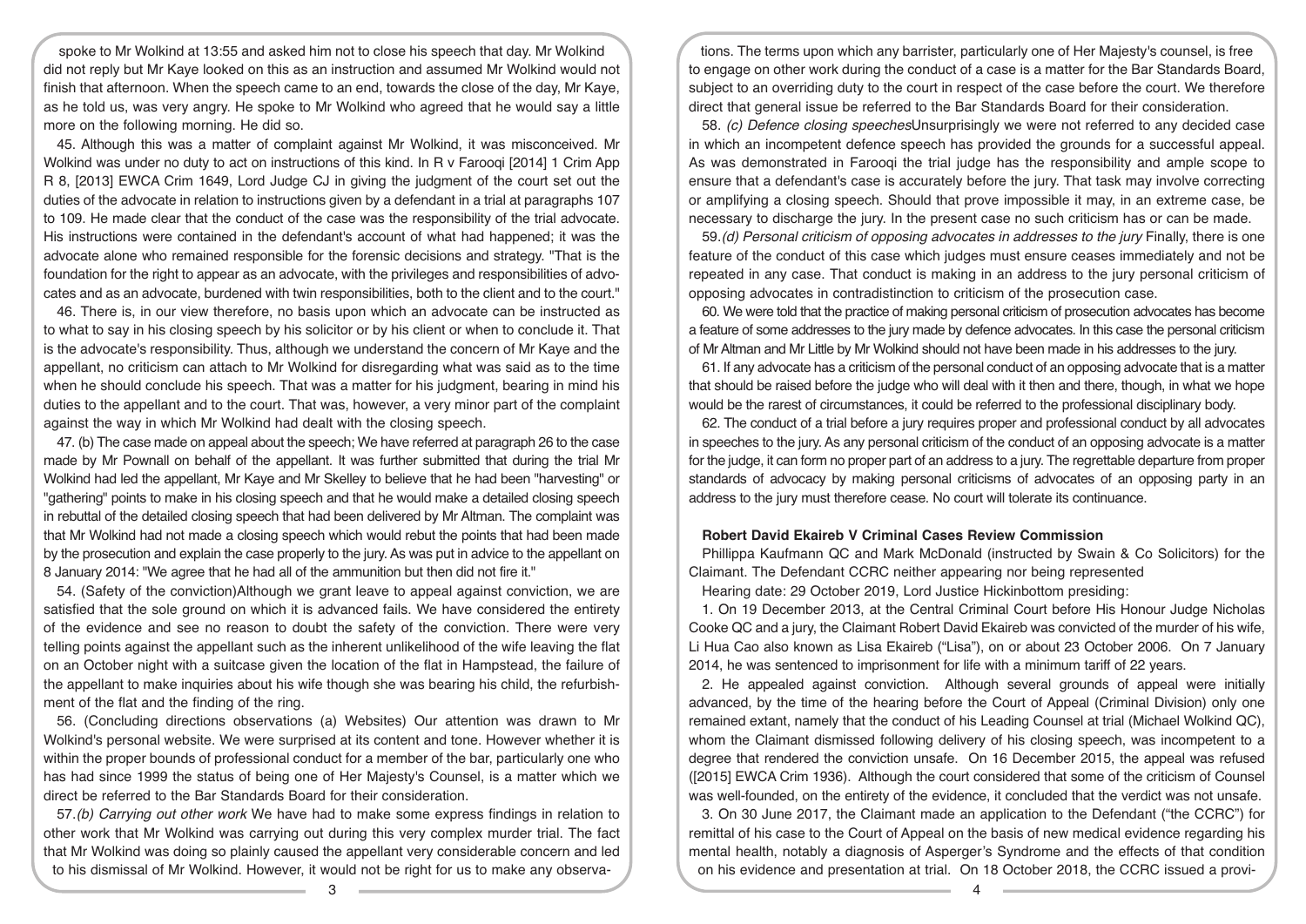spoke to Mr Wolkind at 13:55 and asked him not to close his speech that day. Mr Wolkind did not reply but Mr Kaye looked on this as an instruction and assumed Mr Wolkind would not finish that afternoon. When the speech came to an end, towards the close of the day, Mr Kaye, as he told us, was very angry. He spoke to Mr Wolkind who agreed that he would say a little more on the following morning. He did so.

45. Although this was a matter of complaint against Mr Wolkind, it was misconceived. Mr Wolkind was under no duty to act on instructions of this kind. In R v Farooqi [2014] 1 Crim App R 8, [2013] EWCA Crim 1649, Lord Judge CJ in giving the judgment of the court set out the duties of the advocate in relation to instructions given by a defendant in a trial at paragraphs 107 to 109. He made clear that the conduct of the case was the responsibility of the trial advocate. His instructions were contained in the defendant's account of what had happened; it was the advocate alone who remained responsible for the forensic decisions and strategy. "That is the foundation for the right to appear as an advocate, with the privileges and responsibilities of advocates and as an advocate, burdened with twin responsibilities, both to the client and to the court."

46. There is, in our view therefore, no basis upon which an advocate can be instructed as to what to say in his closing speech by his solicitor or by his client or when to conclude it. That is the advocate's responsibility. Thus, although we understand the concern of Mr Kaye and the appellant, no criticism can attach to Mr Wolkind for disregarding what was said as to the time when he should conclude his speech. That was a matter for his judgment, bearing in mind his duties to the appellant and to the court. That was, however, a very minor part of the complaint against the way in which Mr Wolkind had dealt with the closing speech.

47. (b) The case made on appeal about the speech; We have referred at paragraph 26 to the case made by Mr Pownall on behalf of the appellant. It was further submitted that during the trial Mr Wolkind had led the appellant, Mr Kaye and Mr Skelley to believe that he had been "harvesting" or "gathering" points to make in his closing speech and that he would make a detailed closing speech in rebuttal of the detailed closing speech that had been delivered by Mr Altman. The complaint was that Mr Wolkind had not made a closing speech which would rebut the points that had been made by the prosecution and explain the case properly to the jury. As was put in advice to the appellant on 8 January 2014: "We agree that he had all of the ammunition but then did not fire it."

54. (Safety of the conviction)Although we grant leave to appeal against conviction, we are satisfied that the sole ground on which it is advanced fails. We have considered the entirety of the evidence and see no reason to doubt the safety of the conviction. There were very telling points against the appellant such as the inherent unlikelihood of the wife leaving the flat on an October night with a suitcase given the location of the flat in Hampstead, the failure of the appellant to make inquiries about his wife though she was bearing his child, the refurbishment of the flat and the finding of the ring.

56. (Concluding directions observations (a) Websites) Our attention was drawn to Mr Wolkind's personal website. We were surprised at its content and tone. However whether it is within the proper bounds of professional conduct for a member of the bar, particularly one who has had since 1999 the status of being one of Her Majesty's Counsel, is a matter which we direct be referred to the Bar Standards Board for their consideration.

57. *(b) Carrying out other work* We have had to make some express findings in relation to other work that Mr Wolkind was carrying out during this very complex murder trial. The fact that Mr Wolkind was doing so plainly caused the appellant very considerable concern and led to his dismissal of Mr Wolkind. However, it would not be right for us to make any observations. The terms upon which any barrister, particularly one of Her Majesty's counsel, is free to engage on other work during the conduct of a case is a matter for the Bar Standards Board, subject to an overriding duty to the court in respect of the case before the court. We therefore direct that general issue be referred to the Bar Standards Board for their consideration.

58. *(c) Defence closing speeches*Unsurprisingly we were not referred to any decided case in which an incompetent defence speech has provided the grounds for a successful appeal. As was demonstrated in Farooqi the trial judge has the responsibility and ample scope to ensure that a defendant's case is accurately before the jury. That task may involve correcting or amplifying a closing speech. Should that prove impossible it may, in an extreme case, be necessary to discharge the jury. In the present case no such criticism has or can be made.

59. *(d) Personal criticism of opposing advocates in addresses to the jury* Finally, there is one feature of the conduct of this case which judges must ensure ceases immediately and not be repeated in any case. That conduct is making in an address to the jury personal criticism of opposing advocates in contradistinction to criticism of the prosecution case.

60. We were told that the practice of making personal criticism of prosecution advocates has become a feature of some addresses to the jury made by defence advocates. In this case the personal criticism of Mr Altman and Mr Little by Mr Wolkind should not have been made in his addresses to the jury.

61. If any advocate has a criticism of the personal conduct of an opposing advocate that is a matter that should be raised before the judge who will deal with it then and there, though, in what we hope would be the rarest of circumstances, it could be referred to the professional disciplinary body.

62. The conduct of a trial before a jury requires proper and professional conduct by all advocates in speeches to the jury. As any personal criticism of the conduct of an opposing advocate is a matter for the judge, it can form no proper part of an address to a jury. The regrettable departure from proper standards of advocacy by making personal criticisms of advocates of an opposing party in an address to the jury must therefore cease. No court will tolerate its continuance.

## Robert David Ekaireb V Criminal Cases Review Commission

Phillippa Kaufmann QC and Mark McDonald (instructed by Swain & Co Solicitors) for the Claimant. The Defendant CCRC neither appearing nor being represented

Hearing date: 29 October 2019, Lord Justice Hickinbottom presiding:

1. On 19 December 2013, at the Central Criminal Court before His Honour Judge Nicholas Cooke QC and a jury, the Claimant Robert David Ekaireb was convicted of the murder of his wife, Li Hua Cao also known as Lisa Ekaireb ("Lisa"), on or about 23 October 2006. On 7 January 2014, he was sentenced to imprisonment for life with a minimum tariff of 22 years.

2. He appealed against conviction. Although several grounds of appeal were initially advanced, by the time of the hearing before the Court of Appeal (Criminal Division) only one remained extant, namely that the conduct of his Leading Counsel at trial (Michael Wolkind QC), whom the Claimant dismissed following delivery of his closing speech, was incompetent to a degree that rendered the conviction unsafe. On 16 December 2015, the appeal was refused ([2015] EWCA Crim 1936). Although the court considered that some of the criticism of Counsel was well-founded, on the entirety of the evidence, it concluded that the verdict was not unsafe.

3. On 30 June 2017, the Claimant made an application to the Defendant ("the CCRC") for remittal of his case to the Court of Appeal on the basis of new medical evidence regarding his mental health, notably a diagnosis of Asperger's Syndrome and the effects of that condition on his evidence and presentation at trial. On 18 October 2018, the CCRC issued a provi-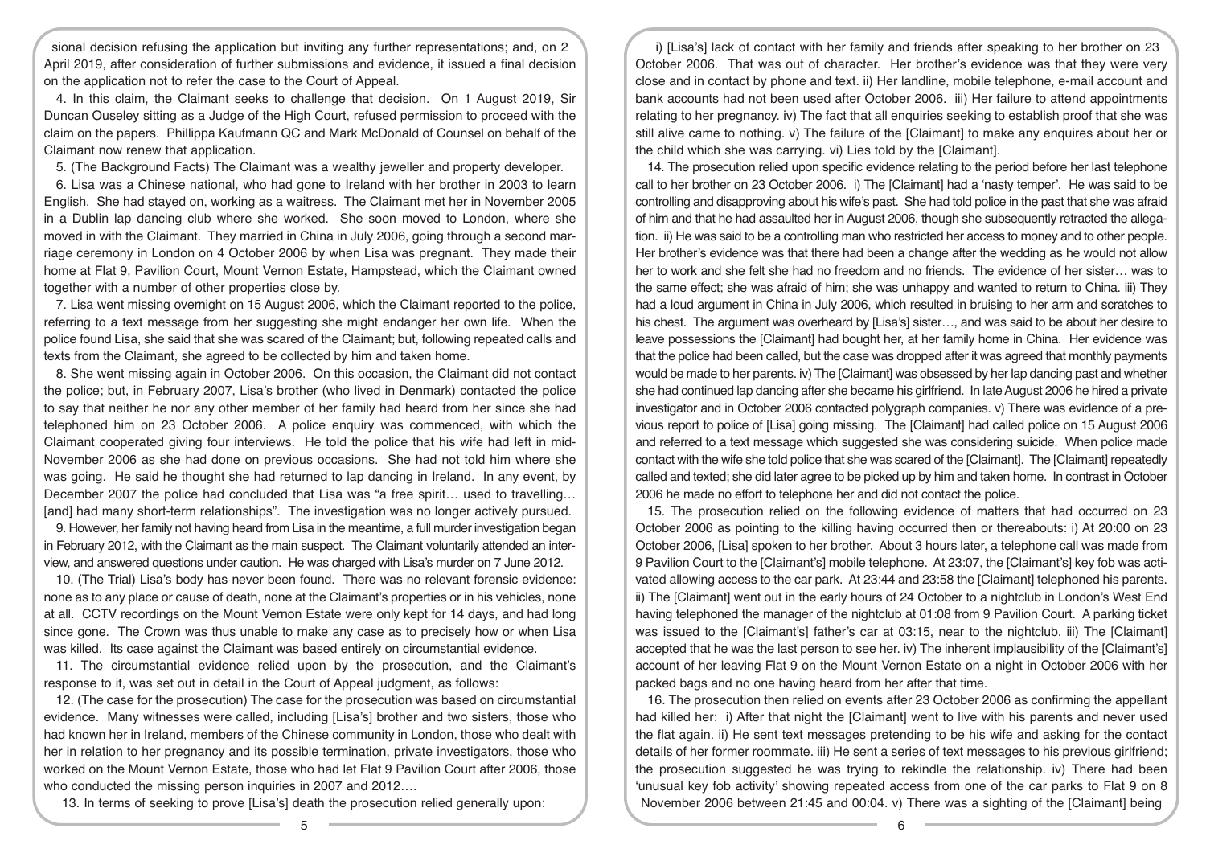sional decision refusing the application but inviting any further representations; and, on 2 April 2019, after consideration of further submissions and evidence, it issued a final decision on the application not to refer the case to the Court of Appeal.

4. In this claim, the Claimant seeks to challenge that decision. On 1 August 2019, Sir Duncan Ouseley sitting as a Judge of the High Court, refused permission to proceed with the claim on the papers. Phillippa Kaufmann QC and Mark McDonald of Counsel on behalf of the Claimant now renew that application.

5. (The Background Facts) The Claimant was a wealthy jeweller and property developer.

6. Lisa was a Chinese national, who had gone to Ireland with her brother in 2003 to learn English. She had stayed on, working as a waitress. The Claimant met her in November 2005 in a Dublin lap dancing club where she worked. She soon moved to London, where she moved in with the Claimant. They married in China in July 2006, going through a second marriage ceremony in London on 4 October 2006 by when Lisa was pregnant. They made their home at Flat 9, Pavilion Court, Mount Vernon Estate, Hampstead, which the Claimant owned together with a number of other properties close by.

7. Lisa went missing overnight on 15 August 2006, which the Claimant reported to the police, referring to a text message from her suggesting she might endanger her own life. When the police found Lisa, she said that she was scared of the Claimant; but, following repeated calls and texts from the Claimant, she agreed to be collected by him and taken home.

8. She went missing again in October 2006. On this occasion, the Claimant did not contact the police; but, in February 2007, Lisa's brother (who lived in Denmark) contacted the police to say that neither he nor any other member of her family had heard from her since she had telephoned him on 23 October 2006. A police enquiry was commenced, with which the Claimant cooperated giving four interviews. He told the police that his wife had left in mid-November 2006 as she had done on previous occasions. She had not told him where she was going. He said he thought she had returned to lap dancing in Ireland. In any event, by December 2007 the police had concluded that Lisa was "a free spirit… used to travelling… [and] had many short-term relationships". The investigation was no longer actively pursued.

9. However, her family not having heard from Lisa in the meantime, a full murder investigation began in February 2012, with the Claimant as the main suspect. The Claimant voluntarily attended an interview, and answered questions under caution. He was charged with Lisa's murder on 7 June 2012.

10. (The Trial) Lisa's body has never been found. There was no relevant forensic evidence: none as to any place or cause of death, none at the Claimant's properties or in his vehicles, none at all. CCTV recordings on the Mount Vernon Estate were only kept for 14 days, and had long since gone. The Crown was thus unable to make any case as to precisely how or when Lisa was killed. Its case against the Claimant was based entirely on circumstantial evidence.

11. The circumstantial evidence relied upon by the prosecution, and the Claimant's response to it, was set out in detail in the Court of Appeal judgment, as follows:

12. (The case for the prosecution) The case for the prosecution was based on circumstantial evidence. Many witnesses were called, including [Lisa's] brother and two sisters, those who had known her in Ireland, members of the Chinese community in London, those who dealt with her in relation to her pregnancy and its possible termination, private investigators, those who worked on the Mount Vernon Estate, those who had let Flat 9 Pavilion Court after 2006, those who conducted the missing person inquiries in 2007 and 2012….

13. In terms of seeking to prove [Lisa's] death the prosecution relied generally upon:

i) [Lisa's] lack of contact with her family and friends after speaking to her brother on 23 October 2006. That was out of character. Her brother's evidence was that they were very close and in contact by phone and text. ii) Her landline, mobile telephone, e-mail account and bank accounts had not been used after October 2006. iii) Her failure to attend appointments relating to her pregnancy. iv) The fact that all enquiries seeking to establish proof that she was still alive came to nothing. v) The failure of the [Claimant] to make any enquires about her or the child which she was carrying. vi) Lies told by the [Claimant].

14. The prosecution relied upon specific evidence relating to the period before her last telephone call to her brother on 23 October 2006. i) The [Claimant] had a 'nasty temper'. He was said to be controlling and disapproving about his wife's past. She had told police in the past that she was afraid of him and that he had assaulted her in August 2006, though she subsequently retracted the allegation. ii) He was said to be a controlling man who restricted her access to money and to other people. Her brother's evidence was that there had been a change after the wedding as he would not allow her to work and she felt she had no freedom and no friends. The evidence of her sister… was to the same effect; she was afraid of him; she was unhappy and wanted to return to China. iii) They had a loud argument in China in July 2006, which resulted in bruising to her arm and scratches to his chest. The argument was overheard by [Lisa's] sister…, and was said to be about her desire to leave possessions the [Claimant] had bought her, at her family home in China. Her evidence was that the police had been called, but the case was dropped after it was agreed that monthly payments would be made to her parents. iv) The [Claimant] was obsessed by her lap dancing past and whether she had continued lap dancing after she became his girlfriend. In late August 2006 he hired a private investigator and in October 2006 contacted polygraph companies. v) There was evidence of a previous report to police of [Lisa] going missing. The [Claimant] had called police on 15 August 2006 and referred to a text message which suggested she was considering suicide. When police made contact with the wife she told police that she was scared of the [Claimant]. The [Claimant] repeatedly called and texted; she did later agree to be picked up by him and taken home. In contrast in October 2006 he made no effort to telephone her and did not contact the police.

15. The prosecution relied on the following evidence of matters that had occurred on 23 October 2006 as pointing to the killing having occurred then or thereabouts: i) At 20:00 on 23 October 2006, [Lisa] spoken to her brother. About 3 hours later, a telephone call was made from 9 Pavilion Court to the [Claimant's] mobile telephone. At 23:07, the [Claimant's] key fob was activated allowing access to the car park. At 23:44 and 23:58 the [Claimant] telephoned his parents. ii) The [Claimant] went out in the early hours of 24 October to a nightclub in London's West End having telephoned the manager of the nightclub at 01:08 from 9 Pavilion Court. A parking ticket was issued to the [Claimant's] father's car at 03:15, near to the nightclub. iii) The [Claimant] accepted that he was the last person to see her. iv) The inherent implausibility of the [Claimant's] account of her leaving Flat 9 on the Mount Vernon Estate on a night in October 2006 with her packed bags and no one having heard from her after that time.

16. The prosecution then relied on events after 23 October 2006 as confirming the appellant had killed her: i) After that night the [Claimant] went to live with his parents and never used the flat again. ii) He sent text messages pretending to be his wife and asking for the contact details of her former roommate. iii) He sent a series of text messages to his previous girlfriend; the prosecution suggested he was trying to rekindle the relationship. iv) There had been 'unusual key fob activity' showing repeated access from one of the car parks to Flat 9 on 8 November 2006 between 21:45 and 00:04. v) There was a sighting of the [Claimant] being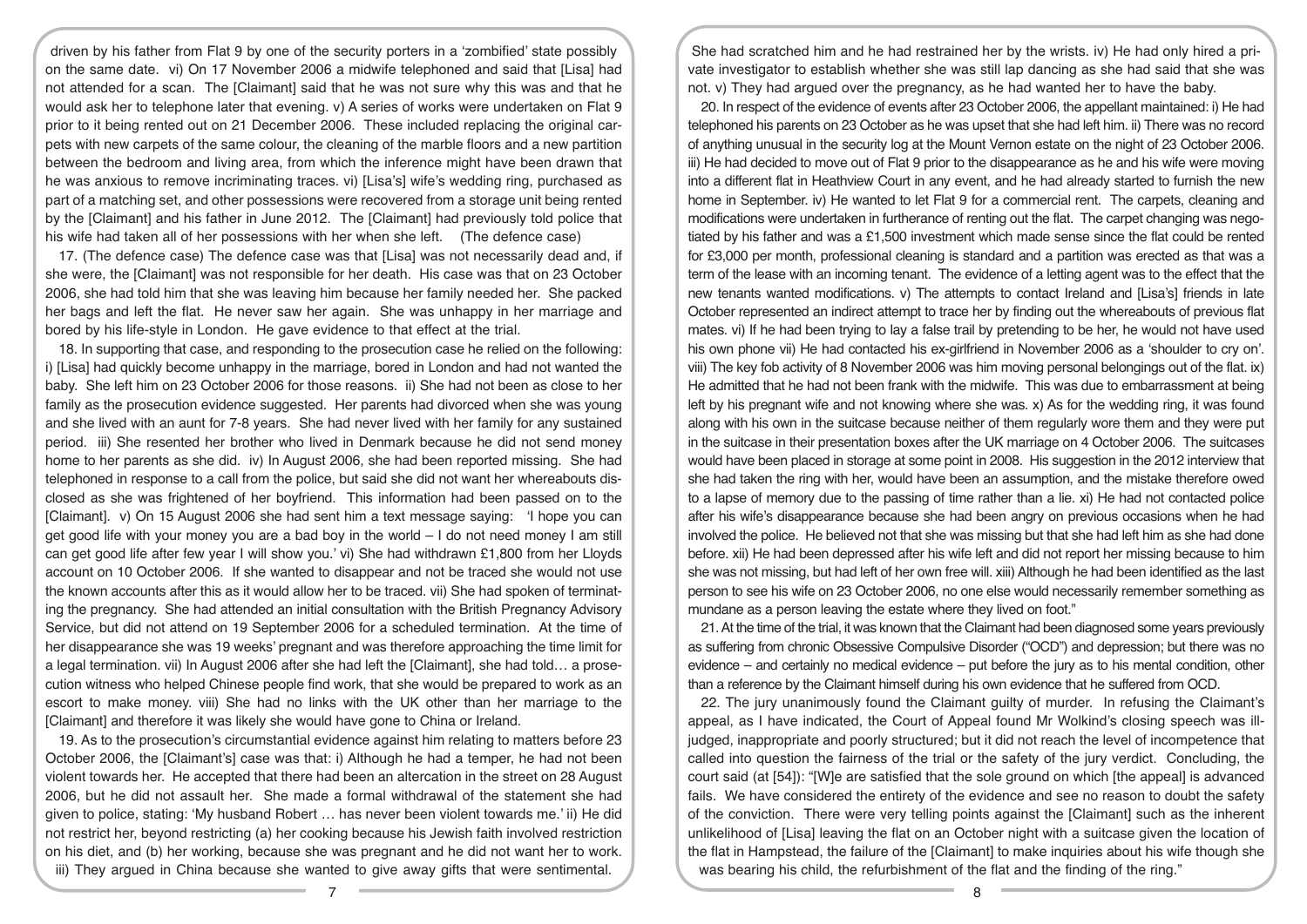driven by his father from Flat 9 by one of the security porters in a 'zombified' state possibly on the same date. vi) On 17 November 2006 a midwife telephoned and said that [Lisa] had not attended for a scan. The [Claimant] said that he was not sure why this was and that he would ask her to telephone later that evening. v) A series of works were undertaken on Flat 9 prior to it being rented out on 21 December 2006. These included replacing the original carpets with new carpets of the same colour, the cleaning of the marble floors and a new partition between the bedroom and living area, from which the inference might have been drawn that he was anxious to remove incriminating traces. vi) [Lisa's] wife's wedding ring, purchased as part of a matching set, and other possessions were recovered from a storage unit being rented by the [Claimant] and his father in June 2012. The [Claimant] had previously told police that his wife had taken all of her possessions with her when she left. (The defence case)

17. (The defence case) The defence case was that [Lisa] was not necessarily dead and, if she were, the [Claimant] was not responsible for her death. His case was that on 23 October 2006, she had told him that she was leaving him because her family needed her. She packed her bags and left the flat. He never saw her again. She was unhappy in her marriage and bored by his life-style in London. He gave evidence to that effect at the trial.

18. In supporting that case, and responding to the prosecution case he relied on the following: i) [Lisa] had quickly become unhappy in the marriage, bored in London and had not wanted the baby. She left him on 23 October 2006 for those reasons. ii) She had not been as close to her family as the prosecution evidence suggested. Her parents had divorced when she was young and she lived with an aunt for 7-8 years. She had never lived with her family for any sustained period. iii) She resented her brother who lived in Denmark because he did not send money home to her parents as she did. iv) In August 2006, she had been reported missing. She had telephoned in response to a call from the police, but said she did not want her whereabouts disclosed as she was frightened of her boyfriend. This information had been passed on to the [Claimant]. v) On 15 August 2006 she had sent him a text message saying: 'I hope you can get good life with your money you are a bad boy in the world – I do not need money I am still can get good life after few year I will show you.' vi) She had withdrawn £1,800 from her Lloyds account on 10 October 2006. If she wanted to disappear and not be traced she would not use the known accounts after this as it would allow her to be traced. vii) She had spoken of terminating the pregnancy. She had attended an initial consultation with the British Pregnancy Advisory Service, but did not attend on 19 September 2006 for a scheduled termination. At the time of her disappearance she was 19 weeks' pregnant and was therefore approaching the time limit for a legal termination. vi) In August 2006 after she had left the [Claimant], she had told… a prosecution witness who helped Chinese people find work, that she would be prepared to work as an escort to make money. viii) She had no links with the UK other than her marriage to the [Claimant] and therefore it was likely she would have gone to China or Ireland.

19. As to the prosecution's circumstantial evidence against him relating to matters before 23 October 2006, the [Claimant's] case was that: i) Although he had a temper, he had not been violent towards her. He accepted that there had been an altercation in the street on 28 August 2006, but he did not assault her. She made a formal withdrawal of the statement she had given to police, stating: 'My husband Robert … has never been violent towards me.' ii) He did not restrict her, beyond restricting (a) her cooking because his Jewish faith involved restriction on his diet, and (b) her working, because she was pregnant and he did not want her to work. iii) They argued in China because she wanted to give away gifts that were sentimental. She had scratched him and he had restrained her by the wrists. iv) He had only hired a private investigator to establish whether she was still lap dancing as she had said that she was not. v) They had argued over the pregnancy, as he had wanted her to have the baby.

20. In respect of the evidence of events after 23 October 2006, the appellant maintained: i) He had telephoned his parents on 23 October as he was upset that she had left him. ii) There was no record of anything unusual in the security log at the Mount Vernon estate on the night of 23 October 2006. iii) He had decided to move out of Flat 9 prior to the disappearance as he and his wife were moving into a different flat in Heathview Court in any event, and he had already started to furnish the new home in September. iv) He wanted to let Flat 9 for a commercial rent. The carpets, cleaning and modifications were undertaken in furtherance of renting out the flat. The carpet changing was negotiated by his father and was a £1,500 investment which made sense since the flat could be rented for £3,000 per month, professional cleaning is standard and a partition was erected as that was a term of the lease with an incoming tenant. The evidence of a letting agent was to the effect that the new tenants wanted modifications. v) The attempts to contact Ireland and [Lisa's] friends in late October represented an indirect attempt to trace her by finding out the whereabouts of previous flat mates. vi) If he had been trying to lay a false trail by pretending to be her, he would not have used his own phone vii) He had contacted his ex-girlfriend in November 2006 as a 'shoulder to cry on'. viii) The key fob activity of 8 November 2006 was him moving personal belongings out of the flat. ix) He admitted that he had not been frank with the midwife. This was due to embarrassment at being left by his pregnant wife and not knowing where she was. x) As for the wedding ring, it was found along with his own in the suitcase because neither of them regularly wore them and they were put in the suitcase in their presentation boxes after the UK marriage on 4 October 2006. The suitcases would have been placed in storage at some point in 2008. His suggestion in the 2012 interview that she had taken the ring with her, would have been an assumption, and the mistake therefore owed to a lapse of memory due to the passing of time rather than a lie. xi) He had not contacted police after his wife's disappearance because she had been angry on previous occasions when he had involved the police. He believed not that she was missing but that she had left him as she had done before. xii) He had been depressed after his wife left and did not report her missing because to him she was not missing, but had left of her own free will. xiii) Although he had been identified as the last person to see his wife on 23 October 2006, no one else would necessarily remember something as mundane as a person leaving the estate where they lived on foot."

21. At the time of the trial, it was known that the Claimant had been diagnosed some years previously as suffering from chronic Obsessive Compulsive Disorder ("OCD") and depression; but there was no evidence – and certainly no medical evidence – put before the jury as to his mental condition, other than a reference by the Claimant himself during his own evidence that he suffered from OCD.

22. The jury unanimously found the Claimant guilty of murder. In refusing the Claimant's appeal, as I have indicated, the Court of Appeal found Mr Wolkind's closing speech was ill-judged, inappropriate and poorly structured; but it did not reach the level of incompetence that called into question the fairness of the trial or the safety of the jury verdict. Concluding, the court said (at [54]): "[W]e are satisfied that the sole ground on which [the appeal] is advanced fails. We have considered the entirety of the evidence and see no reason to doubt the safety of the conviction. There were very telling points against the [Claimant] such as the inherent unlikelihood of [Lisa] leaving the flat on an October night with a suitcase given the location of the flat in Hampstead, the failure of the [Claimant] to make inquiries about his wife though she was bearing his child, the refurbishment of the flat and the finding of the ring."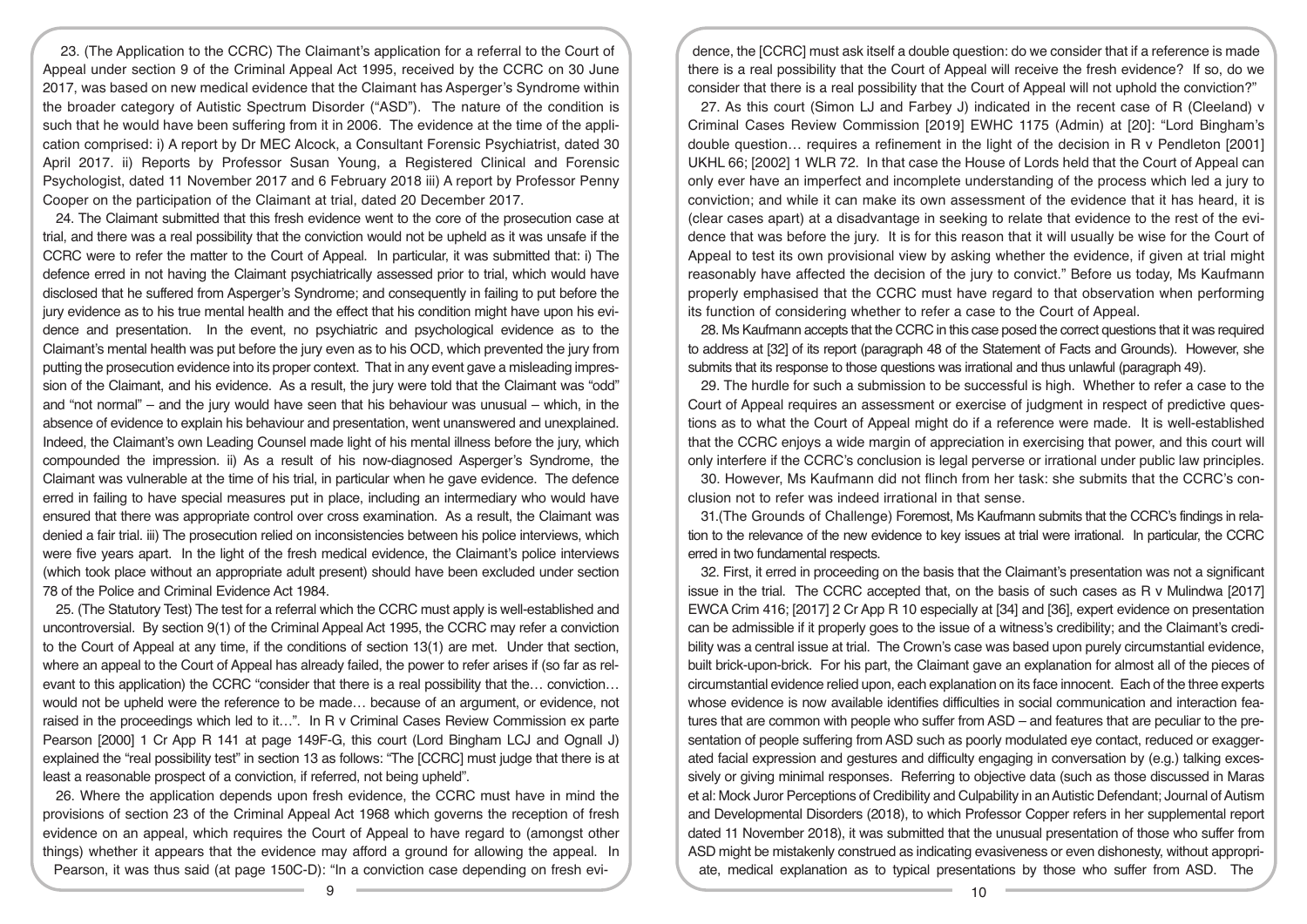23. (The Application to the CCRC) The Claimant's application for a referral to the Court of Appeal under section 9 of the Criminal Appeal Act 1995, received by the CCRC on 30 June 2017, was based on new medical evidence that the Claimant has Asperger's Syndrome within the broader category of Autistic Spectrum Disorder ("ASD"). The nature of the condition is such that he would have been suffering from it in 2006. The evidence at the time of the application comprised: i) A report by Dr MEC Alcock, a Consultant Forensic Psychiatrist, dated 30 April 2017. ii) Reports by Professor Susan Young, a Registered Clinical and Forensic Psychologist, dated 11 November 2017 and 6 February 2018 iii) A report by Professor Penny Cooper on the participation of the Claimant at trial, dated 20 December 2017.

24. The Claimant submitted that this fresh evidence went to the core of the prosecution case at trial, and there was a real possibility that the conviction would not be upheld as it was unsafe if the CCRC were to refer the matter to the Court of Appeal. In particular, it was submitted that: i) The defence erred in not having the Claimant psychiatrically assessed prior to trial, which would have disclosed that he suffered from Asperger's Syndrome; and consequently in failing to put before the jury evidence as to his true mental health and the effect that his condition might have upon his evidence and presentation. In the event, no psychiatric and psychological evidence as to the Claimant's mental health was put before the jury even as to his OCD, which prevented the jury from putting the prosecution evidence into its proper context. That in any event gave a misleading impression of the Claimant, and his evidence. As a result, the jury were told that the Claimant was "odd" and "not normal" – and the jury would have seen that his behaviour was unusual – which, in the absence of evidence to explain his behaviour and presentation, went unanswered and unexplained. Indeed, the Claimant's own Leading Counsel made light of his mental illness before the jury, which compounded the impression. ii) As a result of his now-diagnosed Asperger's Syndrome, the Claimant was vulnerable at the time of his trial, in particular when he gave evidence. The defence erred in failing to have special measures put in place, including an intermediary who would have ensured that there was appropriate control over cross examination. As a result, the Claimant was denied a fair trial. iii) The prosecution relied on inconsistencies between his police interviews, which were five years apart. In the light of the fresh medical evidence, the Claimant's police interviews (which took place without an appropriate adult present) should have been excluded under section 78 of the Police and Criminal Evidence Act 1984.

25. (The Statutory Test) The test for a referral which the CCRC must apply is well-established and uncontroversial. By section 9(1) of the Criminal Appeal Act 1995, the CCRC may refer a conviction to the Court of Appeal at any time, if the conditions of section 13(1) are met. Under that section, where an appeal to the Court of Appeal has already failed, the power to refer arises if (so far as relevant to this application) the CCRC "consider that there is a real possibility that the… conviction… would not be upheld were the reference to be made… because of an argument, or evidence, not raised in the proceedings which led to it…". In R v Criminal Cases Review Commission ex parte Pearson [2000] 1 Cr App R 141 at page 149F-G, this court (Lord Bingham LCJ and Ognall J) explained the "real possibility test" in section 13 as follows: "The [CCRC] must judge that there is at least a reasonable prospect of a conviction, if referred, not being upheld".

26. Where the application depends upon fresh evidence, the CCRC must have in mind the provisions of section 23 of the Criminal Appeal Act 1968 which governs the reception of fresh evidence on an appeal, which requires the Court of Appeal to have regard to (amongst other things) whether it appears that the evidence may afford a ground for allowing the appeal. In Pearson, it was thus said (at page 150C-D): "In a conviction case depending on fresh evidence, the [CCRC] must ask itself a double question: do we consider that if a reference is made there is a real possibility that the Court of Appeal will receive the fresh evidence? If so, do we consider that there is a real possibility that the Court of Appeal will not uphold the conviction?"

27. As this court (Simon LJ and Farbey J) indicated in the recent case of R (Cleeland) v Criminal Cases Review Commission [2019] EWHC 1175 (Admin) at [20]: "Lord Bingham's double question… requires a refinement in the light of the decision in R v Pendleton [2001] UKHL 66; [2002] 1 WLR 72. In that case the House of Lords held that the Court of Appeal can only ever have an imperfect and incomplete understanding of the process which led a jury to conviction; and while it can make its own assessment of the evidence that it has heard, it is (clear cases apart) at a disadvantage in seeking to relate that evidence to the rest of the evidence that was before the jury. It is for this reason that it will usually be wise for the Court of Appeal to test its own provisional view by asking whether the evidence, if given at trial might reasonably have affected the decision of the jury to convict." Before us today, Ms Kaufmann properly emphasised that the CCRC must have regard to that observation when performing its function of considering whether to refer a case to the Court of Appeal.

28. Ms Kaufmann accepts that the CCRC in this case posed the correct questions that it was required to address at [32] of its report (paragraph 48 of the Statement of Facts and Grounds). However, she submits that its response to those questions was irrational and thus unlawful (paragraph 49).

29. The hurdle for such a submission to be successful is high. Whether to refer a case to the Court of Appeal requires an assessment or exercise of judgment in respect of predictive questions as to what the Court of Appeal might do if a reference were made. It is well-established that the CCRC enjoys a wide margin of appreciation in exercising that power, and this court will only interfere if the CCRC's conclusion is legal perverse or irrational under public law principles.

30. However, Ms Kaufmann did not flinch from her task: she submits that the CCRC's conclusion not to refer was indeed irrational in that sense.

31.(The Grounds of Challenge) Foremost, Ms Kaufmann submits that the CCRC's findings in relation to the relevance of the new evidence to key issues at trial were irrational. In particular, the CCRC erred in two fundamental respects.

32. First, it erred in proceeding on the basis that the Claimant's presentation was not a significant issue in the trial. The CCRC accepted that, on the basis of such cases as R v Mulindwa [2017] EWCA Crim 416; [2017] 2 Cr App R 10 especially at [34] and [36], expert evidence on presentation can be admissible if it properly goes to the issue of a witness's credibility; and the Claimant's credibility was a central issue at trial. The Crown's case was based upon purely circumstantial evidence, built brick-upon-brick. For his part, the Claimant gave an explanation for almost all of the pieces of circumstantial evidence relied upon, each explanation on its face innocent. Each of the three experts whose evidence is now available identifies difficulties in social communication and interaction features that are common with people who suffer from ASD – and features that are peculiar to the presentation of people suffering from ASD such as poorly modulated eye contact, reduced or exaggerated facial expression and gestures and difficulty engaging in conversation by (e.g.) talking excessively or giving minimal responses. Referring to objective data (such as those discussed in Maras et al: Mock Juror Perceptions of Credibility and Culpability in an Autistic Defendant; Journal of Autism and Developmental Disorders (2018), to which Professor Copper refers in her supplemental report dated 11 November 2018), it was submitted that the unusual presentation of those who suffer from ASD might be mistakenly construed as indicating evasiveness or even dishonesty, without appropriate, medical explanation as to typical presentations by those who suffer from ASD. The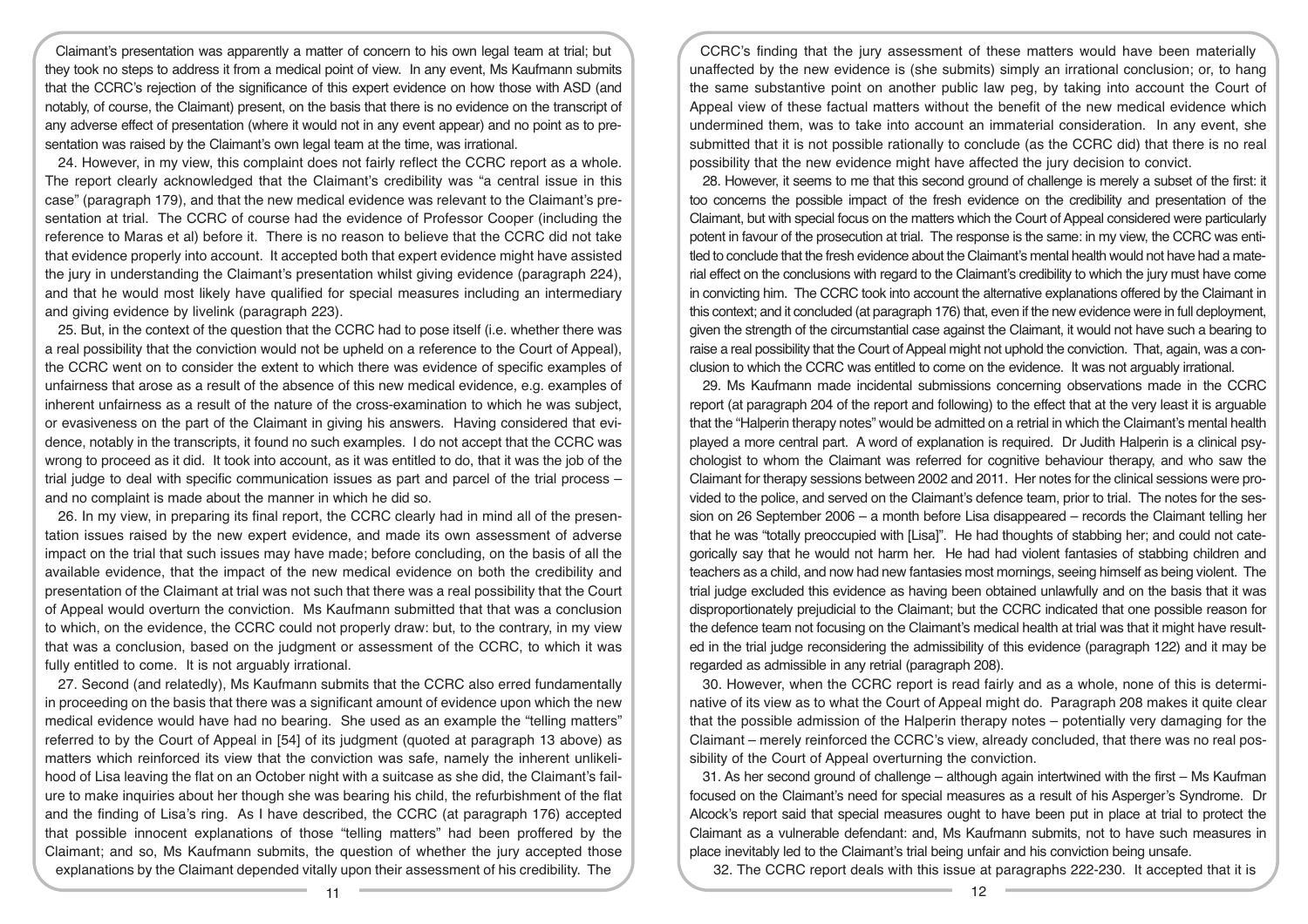Claimant's presentation was apparently a matter of concern to his own legal team at trial; but they took no steps to address it from a medical point of view. In any event, Ms Kaufmann submits that the CCRC's rejection of the significance of this expert evidence on how those with ASD (and notably, of course, the Claimant) present, on the basis that there is no evidence on the transcript of any adverse effect of presentation (where it would not in any event appear) and no point as to presentation was raised by the Claimant's own legal team at the time, was irrational.

24. However, in my view, this complaint does not fairly reflect the CCRC report as a whole. The report clearly acknowledged that the Claimant's credibility was "a central issue in this case" (paragraph 179), and that the new medical evidence was relevant to the Claimant's presentation at trial. The CCRC of course had the evidence of Professor Cooper (including the reference to Maras et al) before it. There is no reason to believe that the CCRC did not take that evidence properly into account. It accepted both that expert evidence might have assisted the jury in understanding the Claimant's presentation whilst giving evidence (paragraph 224), and that he would most likely have qualified for special measures including an intermediary and giving evidence by livelink (paragraph 223).

25. But, in the context of the question that the CCRC had to pose itself (i.e. whether there was a real possibility that the conviction would not be upheld on a reference to the Court of Appeal), the CCRC went on to consider the extent to which there was evidence of specific examples of unfairness that arose as a result of the absence of this new medical evidence, e.g. examples of inherent unfairness as a result of the nature of the cross-examination to which he was subject, or evasiveness on the part of the Claimant in giving his answers. Having considered that evidence, notably in the transcripts, it found no such examples. I do not accept that the CCRC was wrong to proceed as it did. It took into account, as it was entitled to do, that it was the job of the trial judge to deal with specific communication issues as part and parcel of the trial process – and no complaint is made about the manner in which he did so.

26. In my view, in preparing its final report, the CCRC clearly had in mind all of the presentation issues raised by the new expert evidence, and made its own assessment of adverse impact on the trial that such issues may have made; before concluding, on the basis of all the available evidence, that the impact of the new medical evidence on both the credibility and presentation of the Claimant at trial was not such that there was a real possibility that the Court of Appeal would overturn the conviction. Ms Kaufmann submitted that that was a conclusion to which, on the evidence, the CCRC could not properly draw: but, to the contrary, in my view that was a conclusion, based on the judgment or assessment of the CCRC, to which it was fully entitled to come. It is not arguably irrational.

27. Second (and relatedly), Ms Kaufmann submits that the CCRC also erred fundamentally in proceeding on the basis that there was a significant amount of evidence upon which the new medical evidence would have had no bearing. She used as an example the "telling matters" referred to by the Court of Appeal in [54] of its judgment (quoted at paragraph 13 above) as matters which reinforced its view that the conviction was safe, namely the inherent unlikelihood of Lisa leaving the flat on an October night with a suitcase as she did, the Claimant's failure to make inquiries about her though she was bearing his child, the refurbishment of the flat and the finding of Lisa's ring. As I have described, the CCRC (at paragraph 176) accepted that possible innocent explanations of those "telling matters" had been proffered by the Claimant; and so, Ms Kaufmann submits, the question of whether the jury accepted those explanations by the Claimant depended vitally upon their assessment of his credibility. The CCRC's finding that the jury assessment of these matters would have been materially unaffected by the new evidence is (she submits) simply an irrational conclusion; or, to hang the same substantive point on another public law peg, by taking into account the Court of Appeal view of these factual matters without the benefit of the new medical evidence which undermined them, was to take into account an immaterial consideration. In any event, she submitted that it is not possible rationally to conclude (as the CCRC did) that there is no real possibility that the new evidence might have affected the jury decision to convict.

28. However, it seems to me that this second ground of challenge is merely a subset of the first: it too concerns the possible impact of the fresh evidence on the credibility and presentation of the Claimant, but with special focus on the matters which the Court of Appeal considered were particularly potent in favour of the prosecution at trial. The response is the same: in my view, the CCRC was entitled to conclude that the fresh evidence about the Claimant's mental health would not have had a material effect on the conclusions with regard to the Claimant's credibility to which the jury must have come in convicting him. The CCRC took into account the alternative explanations offered by the Claimant in this context; and it concluded (at paragraph 176) that, even if the new evidence were in full deployment, given the strength of the circumstantial case against the Claimant, it would not have such a bearing to raise a real possibility that the Court of Appeal might not uphold the conviction. That, again, was a conclusion to which the CCRC was entitled to come on the evidence. It was not arguably irrational.

29. Ms Kaufmann made incidental submissions concerning observations made in the CCRC report (at paragraph 204 of the report and following) to the effect that at the very least it is arguable that the "Halperin therapy notes" would be admitted on a retrial in which the Claimant's mental health played a more central part. A word of explanation is required. Dr Judith Halperin is a clinical psychologist to whom the Claimant was referred for cognitive behaviour therapy, and who saw the Claimant for therapy sessions between 2002 and 2011. Her notes for the clinical sessions were provided to the police, and served on the Claimant's defence team, prior to trial. The notes for the session on 26 September 2006 – a month before Lisa disappeared – records the Claimant telling her that he was "totally preoccupied with [Lisa]". He had thoughts of stabbing her; and could not categorically say that he would not harm her. He had had violent fantasies of stabbing children and teachers as a child, and now had new fantasies most mornings, seeing himself as being violent. The trial judge excluded this evidence as having been obtained unlawfully and on the basis that it was disproportionately prejudicial to the Claimant; but the CCRC indicated that one possible reason for the defence team not focusing on the Claimant's medical health at trial was that it might have resulted in the trial judge reconsidering the admissibility of this evidence (paragraph 122) and it may be regarded as admissible in any retrial (paragraph 208).

30. However, when the CCRC report is read fairly and as a whole, none of this is determinative of its view as to what the Court of Appeal might do. Paragraph 208 makes it quite clear that the possible admission of the Halperin therapy notes – potentially very damaging for the Claimant – merely reinforced the CCRC's view, already concluded, that there was no real possibility of the Court of Appeal overturning the conviction.

31. As her second ground of challenge – although again intertwined with the first – Ms Kaufman focused on the Claimant's need for special measures as a result of his Asperger's Syndrome. Dr Alcock's report said that special measures ought to have been put in place at trial to protect the Claimant as a vulnerable defendant: and, Ms Kaufmann submits, not to have such measures in place inevitably led to the Claimant's trial being unfair and his conviction being unsafe.

32. The CCRC report deals with this issue at paragraphs 222-230. It accepted that it is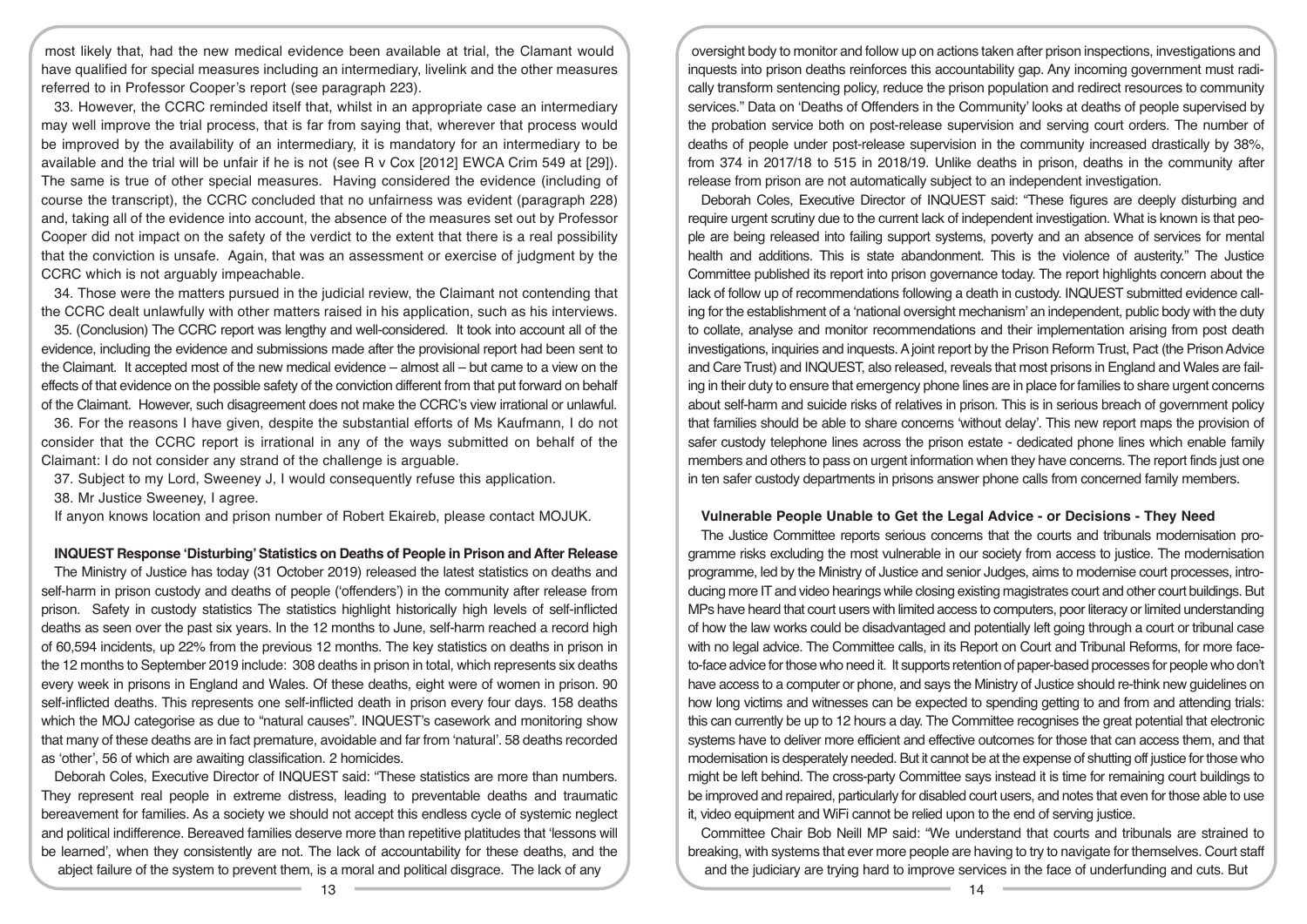most likely that, had the new medical evidence been available at trial, the Clamant would have qualified for special measures including an intermediary, livelink and the other measures referred to in Professor Cooper's report (see paragraph 223).

33. However, the CCRC reminded itself that, whilst in an appropriate case an intermediary may well improve the trial process, that is far from saying that, wherever that process would be improved by the availability of an intermediary, it is mandatory for an intermediary to be available and the trial will be unfair if he is not (see R v Cox [2012] EWCA Crim 549 at [29]). The same is true of other special measures. Having considered the evidence (including of course the transcript), the CCRC concluded that no unfairness was evident (paragraph 228) and, taking all of the evidence into account, the absence of the measures set out by Professor Cooper did not impact on the safety of the verdict to the extent that there is a real possibility that the conviction is unsafe. Again, that was an assessment or exercise of judgment by the CCRC which is not arguably impeachable.

34. Those were the matters pursued in the judicial review, the Claimant not contending that the CCRC dealt unlawfully with other matters raised in his application, such as his interviews.

35. (Conclusion) The CCRC report was lengthy and well-considered. It took into account all of the evidence, including the evidence and submissions made after the provisional report had been sent to the Claimant. It accepted most of the new medical evidence – almost all – but came to a view on the effects of that evidence on the possible safety of the conviction different from that put forward on behalf of the Claimant. However, such disagreement does not make the CCRC's view irrational or unlawful.

36. For the reasons I have given, despite the substantial efforts of Ms Kaufmann, I do not consider that the CCRC report is irrational in any of the ways submitted on behalf of the Claimant: I do not consider any strand of the challenge is arguable.

37. Subject to my Lord, Sweeney J, I would consequently refuse this application.

38. Mr Justice Sweeney, I agree.

If anyon knows location and prison number of Robert Ekaireb, please contact MOJUK.

### INQUEST Response 'Disturbing' Statistics on Deaths of People in Prison and After Release

The Ministry of Justice has today (31 October 2019) released the latest statistics on deaths and self-harm in prison custody and deaths of people ('offenders') in the community after release from prison. Safety in custody statistics The statistics highlight historically high levels of self-inflicted deaths as seen over the past six years. In the 12 months to June, self-harm reached a record high of 60,594 incidents, up 22% from the previous 12 months. The key statistics on deaths in prison in the 12 months to September 2019 include: 308 deaths in prison in total, which represents six deaths every week in prisons in England and Wales. Of these deaths, eight were of women in prison. 90 self-inflicted deaths. This represents one self-inflicted death in prison every four days. 158 deaths which the MOJ categorise as due to "natural causes". INQUEST's casework and monitoring show that many of these deaths are in fact premature, avoidable and far from 'natural'. 58 deaths recorded as 'other', 56 of which are awaiting classification. 2 homicides.

Deborah Coles, Executive Director of INQUEST said: "These statistics are more than numbers. They represent real people in extreme distress, leading to preventable deaths and traumatic bereavement for families. As a society we should not accept this endless cycle of systemic neglect and political indifference. Bereaved families deserve more than repetitive platitudes that 'lessons will be learned', when they consistently are not. The lack of accountability for these deaths, and the abject failure of the system to prevent them, is a moral and political disgrace. The lack of any oversight body to monitor and follow up on actions taken after prison inspections, investigations and inquests into prison deaths reinforces this accountability gap. Any incoming government must radically transform sentencing policy, reduce the prison population and redirect resources to community services." Data on 'Deaths of Offenders in the Community' looks at deaths of people supervised by the probation service both on post-release supervision and serving court orders. The number of deaths of people under post-release supervision in the community increased drastically by 38%, from 374 in 2017/18 to 515 in 2018/19. Unlike deaths in prison, deaths in the community after release from prison are not automatically subject to an independent investigation.

Deborah Coles, Executive Director of INQUEST said: "These figures are deeply disturbing and require urgent scrutiny due to the current lack of independent investigation. What is known is that people are being released into failing support systems, poverty and an absence of services for mental health and additions. This is state abandonment. This is the violence of austerity." The Justice Committee published its report into prison governance today. The report highlights concern about the lack of follow up of recommendations following a death in custody. INQUEST submitted evidence calling for the establishment of a 'national oversight mechanism' an independent, public body with the duty to collate, analyse and monitor recommendations and their implementation arising from post death investigations, inquiries and inquests. A joint report by the Prison Reform Trust, Pact (the Prison Advice and Care Trust) and INQUEST, also released, reveals that most prisons in England and Wales are failing in their duty to ensure that emergency phone lines are in place for families to share urgent concerns about self-harm and suicide risks of relatives in prison. This is in serious breach of government policy that families should be able to share concerns 'without delay'. This new report maps the provision of safer custody telephone lines across the prison estate - dedicated phone lines which enable family members and others to pass on urgent information when they have concerns. The report finds just one in ten safer custody departments in prisons answer phone calls from concerned family members.

### Vulnerable People Unable to Get the Legal Advice - or Decisions - They Need

The Justice Committee reports serious concerns that the courts and tribunals modernisation programme risks excluding the most vulnerable in our society from access to justice. The modernisation programme, led by the Ministry of Justice and senior Judges, aims to modernise court processes, introducing more IT and video hearings while closing existing magistrates court and other court buildings. But MPs have heard that court users with limited access to computers, poor literacy or limited understanding of how the law works could be disadvantaged and potentially left going through a court or tribunal case with no legal advice. The Committee calls, in its Report on Court and Tribunal Reforms, for more face-to-face advice for those who need it. It supports retention of paper-based processes for people who don't have access to a computer or phone, and says the Ministry of Justice should re-think new guidelines on how long victims and witnesses can be expected to spending getting to and from and attending trials: this can currently be up to 12 hours a day. The Committee recognises the great potential that electronic systems have to deliver more efficient and effective outcomes for those that can access them, and that modernisation is desperately needed. But it cannot be at the expense of shutting off justice for those who might be left behind. The cross-party Committee says instead it is time for remaining court buildings to be improved and repaired, particularly for disabled court users, and notes that even for those able to use it, video equipment and WiFi cannot be relied upon to the end of serving justice.

Committee Chair Bob Neill MP said: "We understand that courts and tribunals are strained to breaking, with systems that ever more people are having to try to navigate for themselves. Court staff and the judiciary are trying hard to improve services in the face of underfunding and cuts. But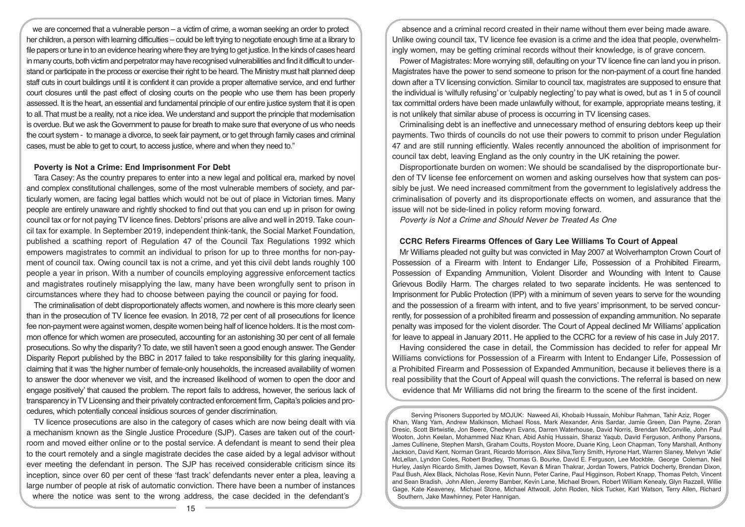we are concerned that a vulnerable person – a victim of crime, a woman seeking an order to protect her children, a person with learning difficulties – could be left trying to negotiate enough time at a library to file papers or tune in to an evidence hearing where they are trying to get justice. In the kinds of cases heard in many courts, both victim and perpetrator may have recognised vulnerabilities and find it difficult to understand or participate in the process or exercise their right to be heard. The Ministry must halt planned deep staff cuts in court buildings until it is confident it can provide a proper alternative service, and end further court closures until the past effect of closing courts on the people who use them has been properly assessed. It is the heart, an essential and fundamental principle of our entire justice system that it is open to all. That must be a reality, not a nice idea. We understand and support the principle that modernisation is overdue. But we ask the Government to pause for breath to make sure that everyone of us who needs the court system - to manage a divorce, to seek fair payment, or to get through family cases and criminal cases, must be able to get to court, to access justice, where and when they need to."

### Poverty is Not a Crime: End Imprisonment For Debt

Tara Casey: As the country prepares to enter into a new legal and political era, marked by novel and complex constitutional challenges, some of the most vulnerable members of society, and particularly women, are facing legal battles which would not be out of place in Victorian times. Many people are entirely unaware and rightly shocked to find out that you can end up in prison for owing council tax or for not paying TV licence fines. Debtors' prisons are alive and well in 2019. Take council tax for example. In September 2019, independent think-tank, the Social Market Foundation, published a scathing report of Regulation 47 of the Council Tax Regulations 1992 which empowers magistrates to commit an individual to prison for up to three months for non-payment of council tax. Owing council tax is not a crime, and yet this civil debt lands roughly 100 people a year in prison. With a number of councils employing aggressive enforcement tactics and magistrates routinely misapplying the law, many have been wrongfully sent to prison in circumstances where they had to choose between paying the council or paying for food.

The criminalisation of debt disproportionately affects women, and nowhere is this more clearly seen than in the prosecution of TV licence fee evasion. In 2018, 72 per cent of all prosecutions for licence fee non-payment were against women, despite women being half of licence holders. It is the most common offence for which women are prosecuted, accounting for an astonishing 30 per cent of all female prosecutions. So why the disparity? To date, we still haven't seen a good enough answer. The Gender Disparity Report published by the BBC in 2017 failed to take responsibility for this glaring inequality, claiming that it was 'the higher number of female-only households, the increased availability of women to answer the door whenever we visit, and the increased likelihood of women to open the door and engage positively' that caused the problem. The report fails to address, however, the serious lack of transparency in TV Licensing and their privately contracted enforcement firm, Capita's policies and procedures, which potentially conceal insidious sources of gender discrimination.

TV licence prosecutions are also in the category of cases which are now being dealt with via a mechanism known as the Single Justice Procedure (SJP). Cases are taken out of the courtroom and moved either online or to the postal service. A defendant is meant to send their plea to the court remotely and a single magistrate decides the case aided by a legal advisor without ever meeting the defendant in person. The SJP has received considerable criticism since its inception, since over 60 per cent of these 'fast track' defendants never enter a plea, leaving a large number of people at risk of automatic conviction. There have been a number of instances where the notice was sent to the wrong address, the case decided in the defendant's absence and a criminal record created in their name without them ever being made aware. Unlike owing council tax, TV licence fee evasion is a crime and the idea that people, overwhelmingly women, may be getting criminal records without their knowledge, is of grave concern.

Power of Magistrates: More worrying still, defaulting on your TV licence fine can land you in prison. Magistrates have the power to send someone to prison for the non-payment of a court fine handed down after a TV licensing conviction. Similar to council tax, magistrates are supposed to ensure that the individual is 'wilfully refusing' or 'culpably neglecting' to pay what is owed, but as 1 in 5 of council tax committal orders have been made unlawfully without, for example, appropriate means testing, it is not unlikely that similar abuse of process is occurring in TV licensing cases.

Criminalising debt is an ineffective and unnecessary method of ensuring debtors keep up their payments. Two thirds of councils do not use their powers to commit to prison under Regulation 47 and are still running efficiently. Wales recently announced the abolition of imprisonment for council tax debt, leaving England as the only country in the UK retaining the power.

Disproportionate burden on women: We should be scandalised by the disproportionate burden of TV license fee enforcement on women and asking ourselves how that system can possibly be just. We need increased commitment from the government to legislatively address the criminalisation of poverty and its disproportionate effects on women, and assurance that the issue will not be side-lined in policy reform moving forward.

*Poverty is Not a Crime and Should Never be Treated As One*

### CCRC Refers Firearms Offences of Gary Lee Williams To Court of Appeal

Mr Williams pleaded not guilty but was convicted in May 2007 at Wolverhampton Crown Court of Possession of a Firearm with Intent to Endanger Life, Possession of a Prohibited Firearm, Possession of Expanding Ammunition, Violent Disorder and Wounding with Intent to Cause Grievous Bodily Harm. The charges related to two separate incidents. He was sentenced to Imprisonment for Public Protection (IPP) with a minimum of seven years to serve for the wounding and the possession of a firearm with intent, and to five years' imprisonment, to be served concurrently, for possession of a prohibited firearm and possession of expanding ammunition. No separate penalty was imposed for the violent disorder. The Court of Appeal declined Mr Williams' application for leave to appeal in January 2011. He applied to the CCRC for a review of his case in July 2017.

Having considered the case in detail, the Commission has decided to refer for appeal Mr Williams convictions for Possession of a Firearm with Intent to Endanger Life, Possession of a Prohibited Firearm and Possession of Expanded Ammunition, because it believes there is a real possibility that the Court of Appeal will quash the convictions. The referral is based on new evidence that Mr Williams did not bring the firearm to the scene of the first incident.

Serving Prisoners Supported by MOJUK: Naweed Ali, Khobaib Hussain, Mohibur Rahman, Tahir Aziz, Roger Khan, Wang Yam, Andrew Malkinson, Michael Ross, Mark Alexander, Anis Sardar, Jamie Green, Dan Payne, Zoran Dresic, Scott Birtwistle, Jon Beere, Chedwyn Evans, Darren Waterhouse, David Norris, Brendan McConville, John Paul Wooton, John Keelan, Mohammed Niaz Khan, Abid Ashiq Hussain, Sharaz Yaqub, David Ferguson, Anthony Parsons, James Cullinene, Stephen Marsh, Graham Coutts, Royston Moore, Duane King, Leon Chapman, Tony Marshall, Anthony Jackson, David Kent, Norman Grant, Ricardo Morrison, Alex Silva,Terry Smith, Hyrone Hart, Warren Slaney, Melvyn 'Adie' McLellan, Lyndon Coles, Robert Bradley, Thomas G. Bourke, David E. Ferguson, Lee Mockble, George Coleman, Neil Hurley, Jaslyn Ricardo Smith, James Dowsett, Kevan & Miran Thakrar, Jordan Towers, Patrick Docherty, Brendan Dixon, Paul Bush, Alex Black, Nicholas Rose, Kevin Nunn, Peter Carine, Paul Higginson, Robert Knapp, Thomas Petch, Vincent and Sean Bradish, John Allen, Jeremy Bamber, Kevin Lane, Michael Brown, Robert William Kenealy, Glyn Razzell, Willie Gage, Kate Keaveney, Michael Stone, Michael Attwooll, John Roden, Nick Tucker, Karl Watson, Terry Allen, Richard Southern, Jake Mawhinney, Peter Hannigan.